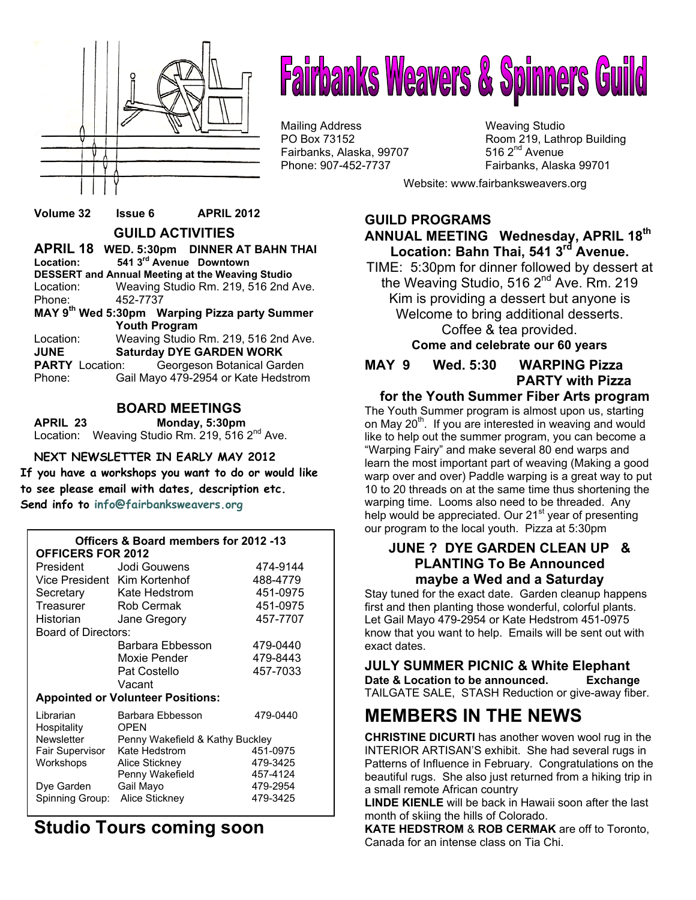# Fairbanks Weavers & Spinners Guild

Mailing Address
PO Box 73152
Fairbanks, Alaska, 99707
Phone: 907-452-7737

Weaving Studio
Room 219, Lathrop Building
516 2nd Avenue
Fairbanks, Alaska 99701

Website: www.fairbanksweavers.org

**Volume 32 Issue 6 APRIL 2012**

## GUILD ACTIVITIES

**APRIL 18 WED. 5:30pm DINNER AT BAHN THAI**
**Location:** 541 3rd Avenue Downtown
**DESSERT and Annual Meeting at the Weaving Studio**
Location: Weaving Studio Rm. 219, 516 2nd Ave.
Phone: 452-7737

**MAY 9th Wed 5:30pm Warping Pizza party Summer Youth Program**
Location: Weaving Studio Rm. 219, 516 2nd Ave.

**JUNE Saturday DYE GARDEN WORK PARTY**
Location: Georgeson Botanical Garden
Phone: Gail Mayo 479-2954 or Kate Hedstrom

## BOARD MEETINGS

**APRIL 23 Monday, 5:30pm**
Location: Weaving Studio Rm. 219, 516 2nd Ave.

**NEXT NEWSLETTER IN EARLY MAY 2012**

**If you have a workshops you want to do or would like to see please email with dates, description etc. Send info to info@fairbanksweavers.org**

**Officers & Board members for 2012 -13**

| **OFFICERS FOR 2012** | | |
|---|---|---|
| President | Jodi Gouwens | 474-9144 |
| Vice President | Kim Kortenhof | 488-4779 |
| Secretary | Kate Hedstrom | 451-0975 |
| Treasurer | Rob Cermak | 451-0975 |
| Historian | Jane Gregory | 457-7707 |
| Board of Directors: | | |
| | Barbara Ebbesson | 479-0440 |
| | Moxie Pender | 479-8443 |
| | Pat Costello | 457-7033 |
| | Vacant | |
| **Appointed or Volunteer Positions:** | | |
| Librarian | Barbara Ebbesson | 479-0440 |
| Hospitality | OPEN | |
| Newsletter | Penny Wakefield & Kathy Buckley | |
| Fair Supervisor | Kate Hedstrom | 451-0975 |
| Workshops | Alice Stickney | 479-3425 |
| | Penny Wakefield | 457-4124 |
| Dye Garden | Gail Mayo | 479-2954 |
| Spinning Group: | Alice Stickney | 479-3425 |

# Studio Tours coming soon

## GUILD PROGRAMS

### ANNUAL MEETING Wednesday, APRIL 18th
### Location: Bahn Thai, 541 3rd Avenue.

TIME: 5:30pm for dinner followed by dessert at the Weaving Studio, 516 2nd Ave. Rm. 219 Kim is providing a dessert but anyone is Welcome to bring additional desserts. Coffee & tea provided.

**Come and celebrate our 60 years**

### MAY 9 Wed. 5:30 WARPING Pizza PARTY with Pizza for the Youth Summer Fiber Arts program

The Youth Summer program is almost upon us, starting on May 20th. If you are interested in weaving and would like to help out the summer program, you can become a "Warping Fairy" and make several 80 end warps and learn the most important part of weaving (Making a good warp over and over) Paddle warping is a great way to put 10 to 20 threads on at the same time thus shortening the warping time. Looms also need to be threaded. Any help would be appreciated. Our 21st year of presenting our program to the local youth. Pizza at 5:30pm

### JUNE ? DYE GARDEN CLEAN UP & PLANTING To Be Announced maybe a Wed and a Saturday

Stay tuned for the exact date. Garden cleanup happens first and then planting those wonderful, colorful plants. Let Gail Mayo 479-2954 or Kate Hedstrom 451-0975 know that you want to help. Emails will be sent out with exact dates.

### JULY SUMMER PICNIC & White Elephant Exchange

**Date & Location to be announced.**
TAILGATE SALE, STASH Reduction or give-away fiber.

# MEMBERS IN THE NEWS

**CHRISTINE DICURTI** has another woven wool rug in the INTERIOR ARTISAN'S exhibit. She had several rugs in Patterns of Influence in February. Congratulations on the beautiful rugs. She also just returned from a hiking trip in a small remote African country

**LINDE KIENLE** will be back in Hawaii soon after the last month of skiing the hills of Colorado.

**KATE HEDSTROM** & **ROB CERMAK** are off to Toronto, Canada for an intense class on Tia Chi.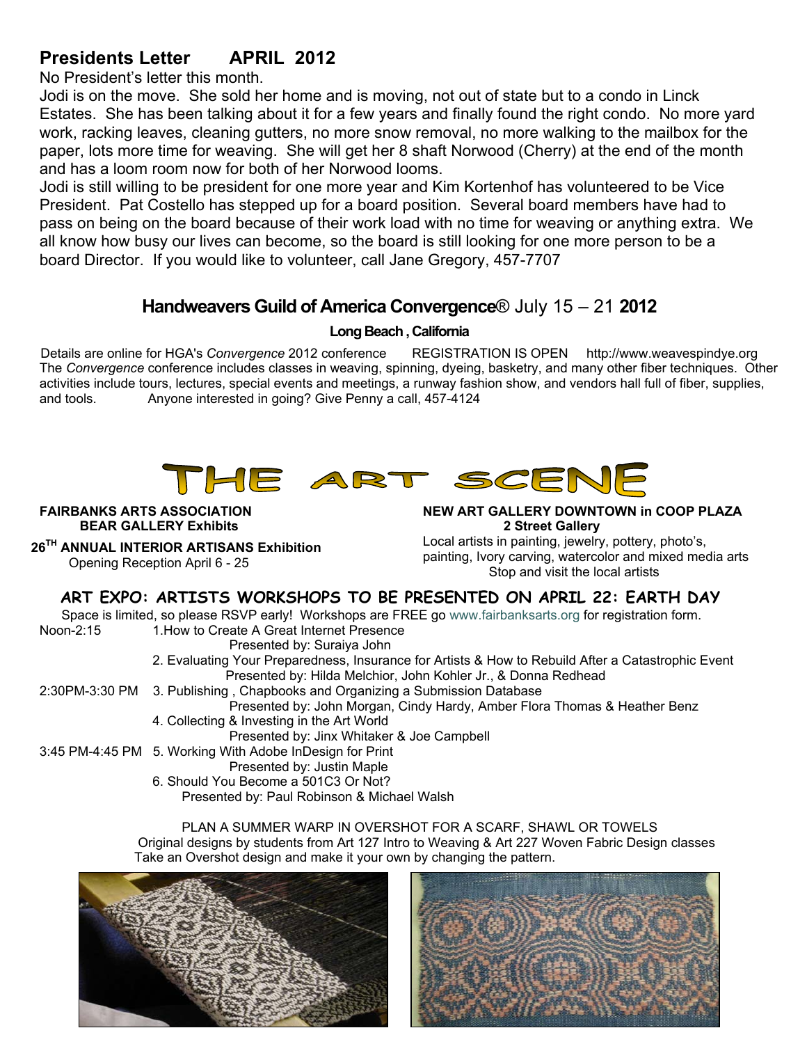## Presidents Letter APRIL 2012

No President's letter this month.

Jodi is on the move. She sold her home and is moving, not out of state but to a condo in Linck Estates. She has been talking about it for a few years and finally found the right condo. No more yard work, racking leaves, cleaning gutters, no more snow removal, no more walking to the mailbox for the paper, lots more time for weaving. She will get her 8 shaft Norwood (Cherry) at the end of the month and has a loom room now for both of her Norwood looms.

Jodi is still willing to be president for one more year and Kim Kortenhof has volunteered to be Vice President. Pat Costello has stepped up for a board position. Several board members have had to pass on being on the board because of their work load with no time for weaving or anything extra. We all know how busy our lives can become, so the board is still looking for one more person to be a board Director. If you would like to volunteer, call Jane Gregory, 457-7707

## Handweavers Guild of America Convergence® July 15 – 21 2012

**Long Beach , California**

Details are online for HGA's *Convergence* 2012 conference REGISTRATION IS OPEN http://www.weavespindye.org
The *Convergence* conference includes classes in weaving, spinning, dyeing, basketry, and many other fiber techniques. Other activities include tours, lectures, special events and meetings, a runway fashion show, and vendors hall full of fiber, supplies, and tools. Anyone interested in going? Give Penny a call, 457-4124

# THE ART SCENE

**FAIRBANKS ARTS ASSOCIATION**
**BEAR GALLERY Exhibits**

**26TH ANNUAL INTERIOR ARTISANS Exhibition**
Opening Reception April 6 - 25

**NEW ART GALLERY DOWNTOWN in COOP PLAZA**
**2 Street Gallery**
Local artists in painting, jewelry, pottery, photo's, painting, Ivory carving, watercolor and mixed media arts
Stop and visit the local artists

### ART EXPO: ARTISTS WORKSHOPS TO BE PRESENTED ON APRIL 22: EARTH DAY

Space is limited, so please RSVP early! Workshops are FREE go www.fairbanksarts.org for registration form.

Noon-2:15
1. How to Create A Great Internet Presence
Presented by: Suraiya John
2. Evaluating Your Preparedness, Insurance for Artists & How to Rebuild After a Catastrophic Event
Presented by: Hilda Melchior, John Kohler Jr., & Donna Redhead

2:30PM-3:30 PM
3. Publishing , Chapbooks and Organizing a Submission Database
Presented by: John Morgan, Cindy Hardy, Amber Flora Thomas & Heather Benz
4. Collecting & Investing in the Art World
Presented by: Jinx Whitaker & Joe Campbell

3:45 PM-4:45 PM
5. Working With Adobe InDesign for Print
Presented by: Justin Maple
6. Should You Become a 501C3 Or Not?
Presented by: Paul Robinson & Michael Walsh

PLAN A SUMMER WARP IN OVERSHOT FOR A SCARF, SHAWL OR TOWELS
Original designs by students from Art 127 Intro to Weaving & Art 227 Woven Fabric Design classes
Take an Overshot design and make it your own by changing the pattern.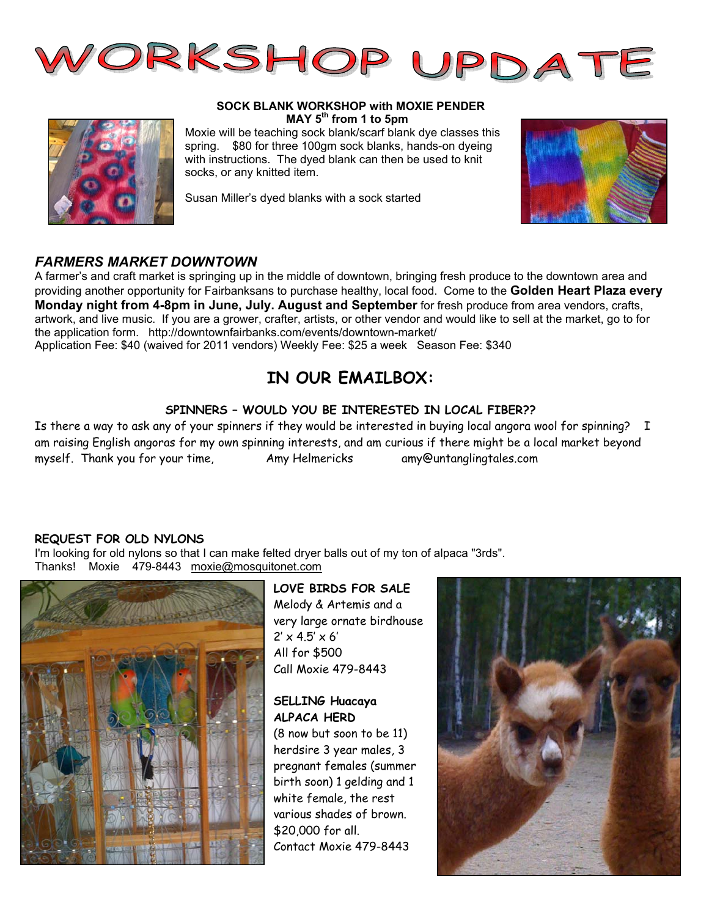# WORKSHOP UPDATE

**SOCK BLANK WORKSHOP with MOXIE PENDER**
**MAY 5th from 1 to 5pm**

Moxie will be teaching sock blank/scarf blank dye classes this spring. $80 for three 100gm sock blanks, hands-on dyeing with instructions. The dyed blank can then be used to knit socks, or any knitted item.

Susan Miller's dyed blanks with a sock started

### *FARMERS MARKET DOWNTOWN*

A farmer's and craft market is springing up in the middle of downtown, bringing fresh produce to the downtown area and providing another opportunity for Fairbanksans to purchase healthy, local food. Come to the **Golden Heart Plaza every Monday night from 4-8pm in June, July. August and September** for fresh produce from area vendors, crafts, artwork, and live music. If you are a grower, crafter, artists, or other vendor and would like to sell at the market, go to for the application form. http://downtownfairbanks.com/events/downtown-market/

Application Fee: $40 (waived for 2011 vendors) Weekly Fee: $25 a week Season Fee: $340

## IN OUR EMAILBOX:

**SPINNERS – WOULD YOU BE INTERESTED IN LOCAL FIBER??**

Is there a way to ask any of your spinners if they would be interested in buying local angora wool for spinning? I am raising English angoras for my own spinning interests, and am curious if there might be a local market beyond myself. Thank you for your time, Amy Helmericks amy@untanglingtales.com

**REQUEST FOR OLD NYLONS**

I'm looking for old nylons so that I can make felted dryer balls out of my ton of alpaca "3rds".
Thanks! Moxie 479-8443 moxie@mosquitonet.com

**LOVE BIRDS FOR SALE**

Melody & Artemis and a very large ornate birdhouse 2' x 4.5' x 6'
All for $500
Call Moxie 479-8443

**SELLING Huacaya ALPACA HERD**

(8 now but soon to be 11) herdsire 3 year males, 3 pregnant females (summer birth soon) 1 gelding and 1 white female, the rest various shades of brown.
$20,000 for all.
Contact Moxie 479-8443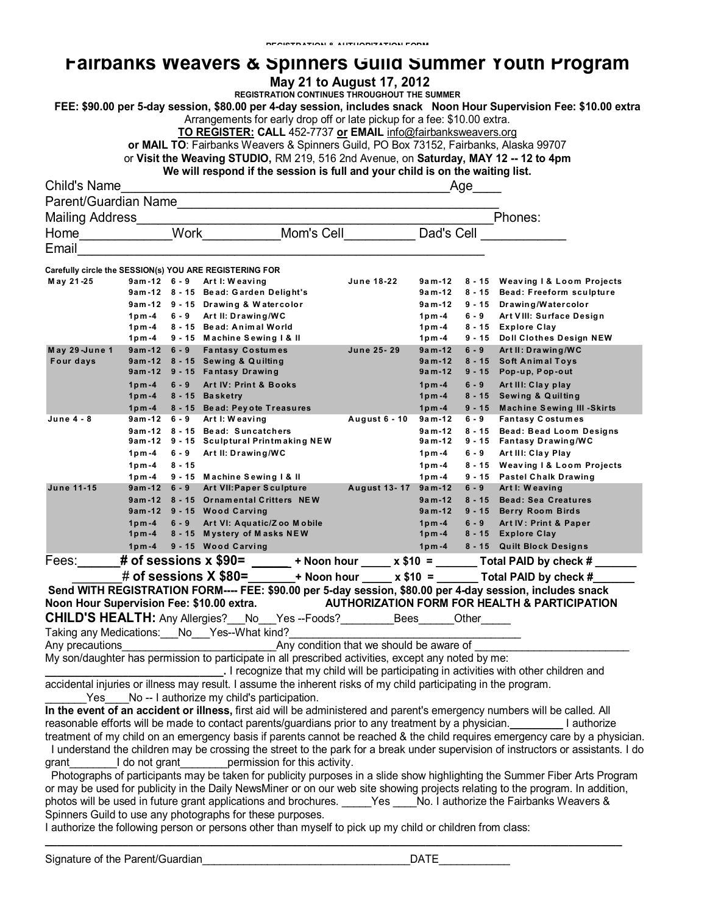REGISTRATION & AUTHORIZATION FORM

# Fairbanks Weavers & Spinners Guild Summer Youth Program

**May 21 to August 17, 2012**

**REGISTRATION CONTINUES THROUGHOUT THE SUMMER**

**FEE: $90.00 per 5-day session, $80.00 per 4-day session, includes snack Noon Hour Supervision Fee: $10.00 extra**

Arrangements for early drop off or late pickup for a fee: $10.00 extra.

**TO REGISTER:** CALL 452-7737 **or** EMAIL info@fairbanksweavers.org

**or MAIL TO**: Fairbanks Weavers & Spinners Guild, PO Box 73152, Fairbanks, Alaska 99707

or **Visit the Weaving STUDIO,** RM 219, 516 2nd Avenue, on **Saturday, MAY 12 -- 12 to 4pm**

**We will respond if the session is full and your child is on the waiting list.**

Child's Name_______________________________________________Age____

Parent/Guardian Name_______________________________________________

Mailing Address_______________________________________________Phones:

Home____________Work__________Mom's Cell_________ Dad's Cell ___________

Email_______________________________________________________

**Carefully circle the SESSION(s) YOU ARE REGISTERING FOR**

| Session | Time | Ages | Class | Session | Time | Ages | Class |
|---|---|---|---|---|---|---|---|
| May 21-25 | 9am-12 | 6 - 9 | Art I: Weaving | June 18-22 | 9am-12 | 8 - 15 | Weaving I & Loom Projects |
| | 9am-12 | 8 - 15 | Bead: Garden Delight's | | 9am-12 | 8 - 15 | Bead: Freeform sculpture |
| | 9am-12 | 9 - 15 | Drawing & Watercolor | | 9am-12 | 9 - 15 | Drawing/Watercolor |
| | 1pm-4 | 6 - 9 | Art II: Drawing/WC | | 1pm-4 | 6 - 9 | Art VIII: Surface Design |
| | 1pm-4 | 8 - 15 | Bead: Animal World | | 1pm-4 | 8 - 15 | Explore Clay |
| | 1pm-4 | 9 - 15 | Machine Sewing I & II | | 1pm-4 | 9 - 15 | Doll Clothes Design NEW |
| May 29-June 1 | 9am-12 | 6 - 9 | Fantasy Costumes | June 25- 29 | 9am-12 | 6 - 9 | Art II: Drawing/WC |
| Four days | 9am-12 | 8 - 15 | Sewing & Quilting | | 9am-12 | 8 - 15 | Soft Animal Toys |
| | 9am-12 | 9 - 15 | Fantasy Drawing | | 9am-12 | 9 - 15 | Pop-up, Pop-out |
| | 1pm-4 | 6 - 9 | Art IV: Print & Books | | 1pm-4 | 6 - 9 | Art III: Clay play |
| | 1pm-4 | 8 - 15 | Basketry | | 1pm-4 | 8 - 15 | Sewing & Quilting |
| | 1pm-4 | 8 - 15 | Bead: Peyote Treasures | | 1pm-4 | 9 - 15 | Machine Sewing III -Skirts |
| June 4 - 8 | 9am-12 | 6 - 9 | Art I: Weaving | August 6 - 10 | 9am-12 | 6 - 9 | Fantasy Costumes |
| | 9am-12 | 8 - 15 | Bead: Suncatchers | | 9am-12 | 8 - 15 | Bead: Bead Loom Designs |
| | 9am-12 | 9 - 15 | Sculptural Printmaking NEW | | 9am-12 | 9 - 15 | Fantasy Drawing/WC |
| | 1pm-4 | 6 - 9 | Art II: Drawing/WC | | 1pm-4 | 6 - 9 | Art III: Clay Play |
| | 1pm-4 | 8 - 15 | | | 1pm-4 | 8 - 15 | Weaving I & Loom Projects |
| | 1pm-4 | 9 - 15 | Machine Sewing I & II | | 1pm-4 | 9 - 15 | Pastel Chalk Drawing |
| June 11-15 | 9am-12 | 6 - 9 | Art VII:Paper Sculpture | August 13- 17 | 9am-12 | 6 - 9 | Art I: Weaving |
| | 9am-12 | 8 - 15 | Ornamental Critters NEW | | 9am-12 | 8 - 15 | Bead: Sea Creatures |
| | 9am-12 | 9 - 15 | Wood Carving | | 9am-12 | 9 - 15 | Berry Room Birds |
| | 1pm-4 | 6 - 9 | Art VI: Aquatic/Zoo Mobile | | 1pm-4 | 6 - 9 | Art IV: Print & Paper |
| | 1pm-4 | 8 - 15 | Mystery of Masks NEW | | 1pm-4 | 8 - 15 | Explore Clay |
| | 1pm-4 | 9 - 15 | Wood Carving | | 1pm-4 | 8 - 15 | Quilt Block Designs |

Fees:______**# of sessions x $90= ______ + Noon hour _____ x $10 = _______ Total PAID by check # _______**

_______**# of sessions X $80=_______+ Noon hour _____ x $10 = _______ Total PAID by check #_______**

**Send WITH REGISTRATION FORM---- FEE: $90.00 per 5-day session, $80.00 per 4-day session, includes snack Noon Hour Supervision Fee: $10.00 extra.**

**AUTHORIZATION FORM FOR HEALTH & PARTICIPATION**

**CHILD'S HEALTH:** Any Allergies?___No___Yes --Foods?________Bees______Other_____

Taking any Medications:___No___Yes--What kind?_______________________________________

Any precautions_______________________Any condition that we should be aware of ________________________

My son/daughter has permission to participate in all prescribed activities, except any noted by me:

____________________________. I recognize that my child will be participating in activities with other children and accidental injuries or illness may result. I assume the inherent risks of my child participating in the program.

_______Yes____No -- I authorize my child's participation.

**In the event of an accident or illness,** first aid will be administered and parent's emergency numbers will be called. All reasonable efforts will be made to contact parents/guardians prior to any treatment by a physician.________ I authorize treatment of my child on an emergency basis if parents cannot be reached & the child requires emergency care by a physician.

I understand the children may be crossing the street to the park for a break under supervision of instructors or assistants. I do grant________I do not grant________permission for this activity.

Photographs of participants may be taken for publicity purposes in a slide show highlighting the Summer Fiber Arts Program or may be used for publicity in the Daily NewsMiner or on our web site showing projects relating to the program. In addition, photos will be used in future grant applications and brochures. _____Yes ____No. I authorize the Fairbanks Weavers & Spinners Guild to use any photographs for these purposes.

I authorize the following person or persons other than myself to pick up my child or children from class:

_____________________________________________________________________________

Signature of the Parent/Guardian_________________________________DATE___________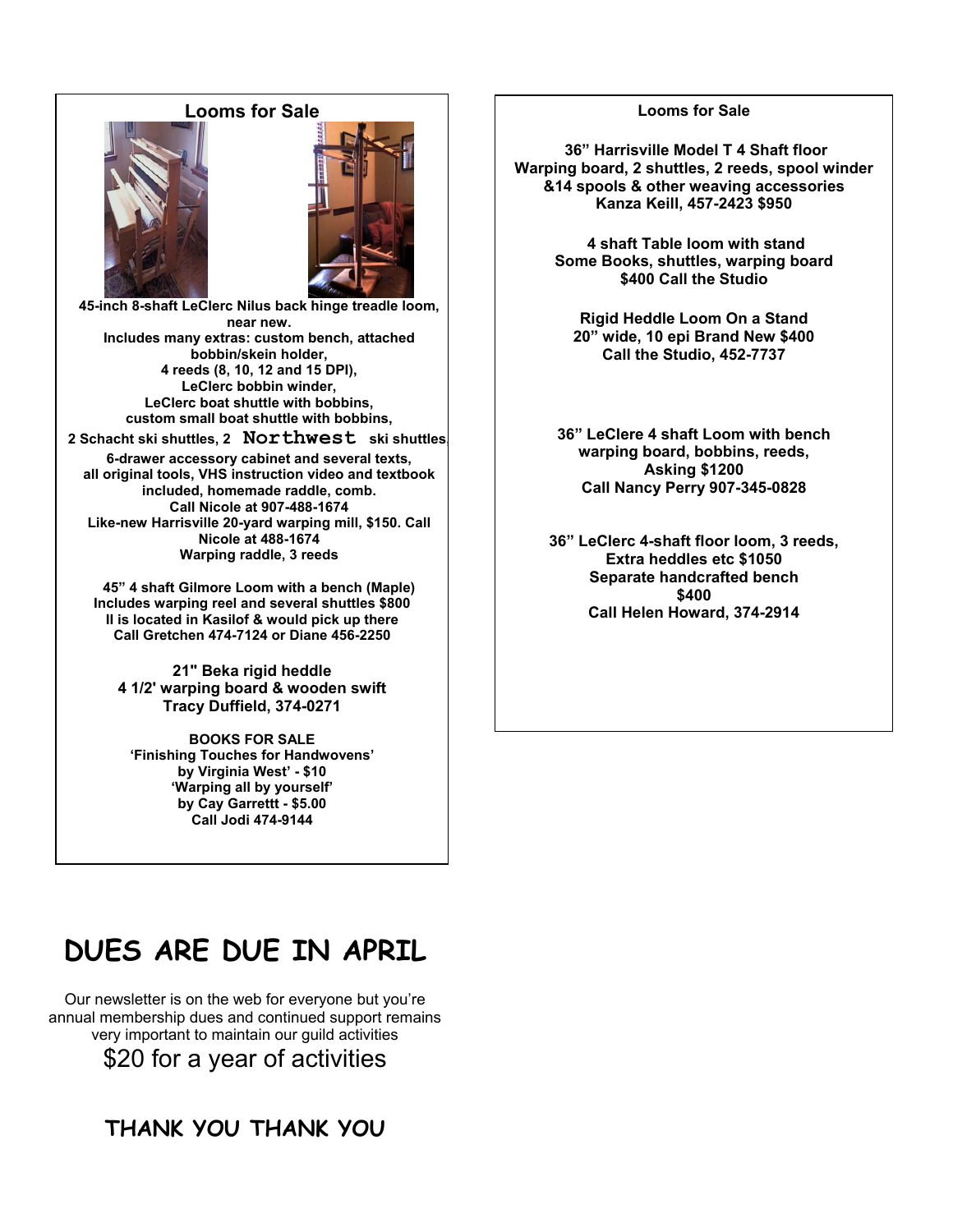## Looms for Sale

**45-inch 8-shaft LeClerc Nilus back hinge treadle loom, near new.**
**Includes many extras: custom bench, attached bobbin/skein holder,**
**4 reeds (8, 10, 12 and 15 DPI),**
**LeClerc bobbin winder,**
**LeClerc boat shuttle with bobbins,**
**custom small boat shuttle with bobbins,**
**2 Schacht ski shuttles, 2 Northwest ski shuttles,**
**6-drawer accessory cabinet and several texts,**
**all original tools, VHS instruction video and textbook included, homemade raddle, comb.**
**Call Nicole at 907-488-1674**
**Like-new Harrisville 20-yard warping mill, $150. Call Nicole at 488-1674**
**Warping raddle, 3 reeds**

**45” 4 shaft Gilmore Loom with a bench (Maple)**
**Includes warping reel and several shuttles $800**
**Il is located in Kasilof & would pick up there**
**Call Gretchen 474-7124 or Diane 456-2250**

**21" Beka rigid heddle**
**4 1/2' warping board & wooden swift**
**Tracy Duffield, 374-0271**

**BOOKS FOR SALE**
**‘Finishing Touches for Handwovens’ by Virginia West’ - $10**
**‘Warping all by yourself’ by Cay Garrettt - $5.00**
**Call Jodi 474-9144**

## Looms for Sale

**36” Harrisville Model T 4 Shaft floor**
**Warping board, 2 shuttles, 2 reeds, spool winder &14 spools & other weaving accessories**
**Kanza Keill, 457-2423 $950**

**4 shaft Table loom with stand**
**Some Books, shuttles, warping board**
**$400 Call the Studio**

**Rigid Heddle Loom On a Stand**
**20” wide, 10 epi Brand New $400**
**Call the Studio, 452-7737**

**36” LeClere 4 shaft Loom with bench**
**warping board, bobbins, reeds,**
**Asking $1200**
**Call Nancy Perry 907-345-0828**

**36” LeClerc 4-shaft floor loom, 3 reeds,**
**Extra heddles etc $1050**
**Separate handcrafted bench**
**$400**
**Call Helen Howard, 374-2914**

# DUES ARE DUE IN APRIL

Our newsletter is on the web for everyone but you’re annual membership dues and continued support remains very important to maintain our guild activities

$20 for a year of activities

**THANK YOU THANK YOU**